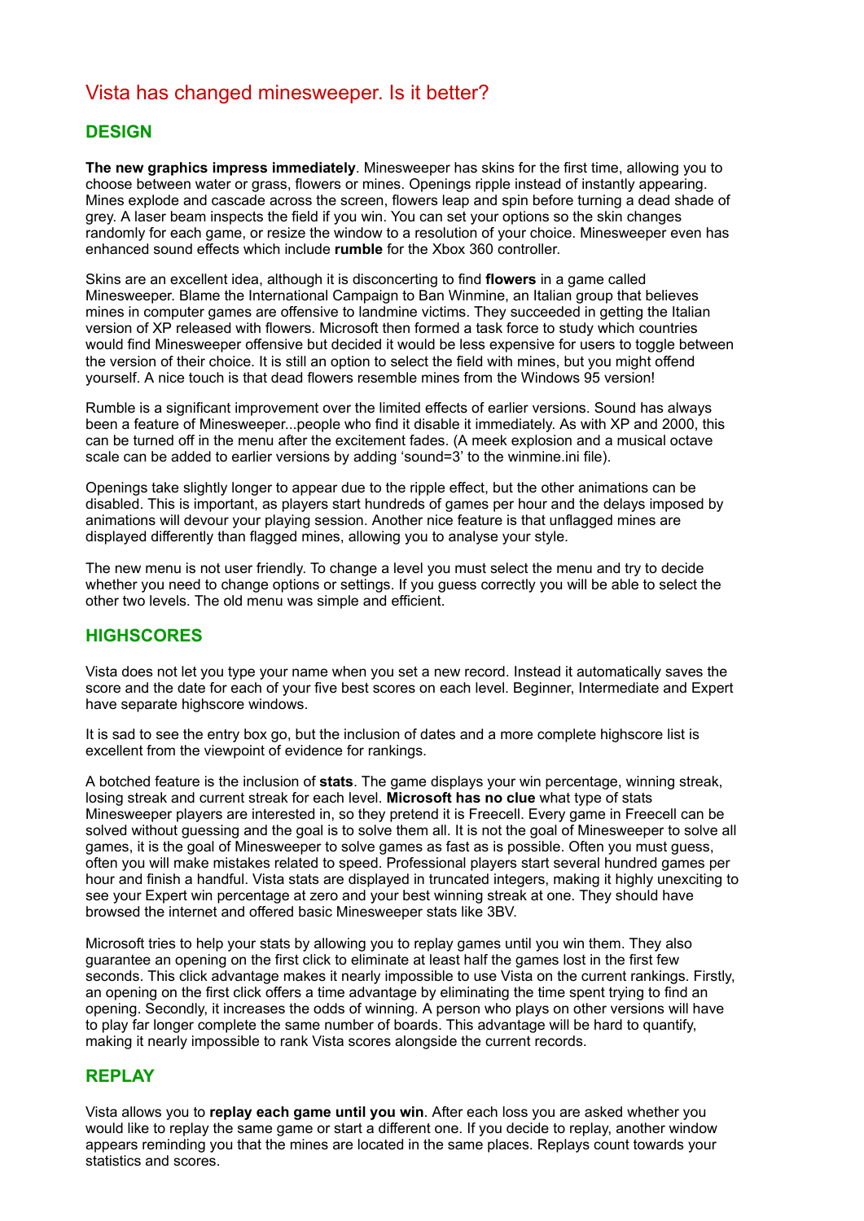# Vista has changed minesweeper. Is it better?

## DESIGN

**The new graphics impress immediately**. Minesweeper has skins for the first time, allowing you to choose between water or grass, flowers or mines. Openings ripple instead of instantly appearing. Mines explode and cascade across the screen, flowers leap and spin before turning a dead shade of grey. A laser beam inspects the field if you win. You can set your options so the skin changes randomly for each game, or resize the window to a resolution of your choice. Minesweeper even has enhanced sound effects which include **rumble** for the Xbox 360 controller.

Skins are an excellent idea, although it is disconcerting to find **flowers** in a game called Minesweeper. Blame the International Campaign to Ban Winmine, an Italian group that believes mines in computer games are offensive to landmine victims. They succeeded in getting the Italian version of XP released with flowers. Microsoft then formed a task force to study which countries would find Minesweeper offensive but decided it would be less expensive for users to toggle between the version of their choice. It is still an option to select the field with mines, but you might offend yourself. A nice touch is that dead flowers resemble mines from the Windows 95 version!

Rumble is a significant improvement over the limited effects of earlier versions. Sound has always been a feature of Minesweeper...people who find it disable it immediately. As with XP and 2000, this can be turned off in the menu after the excitement fades. (A meek explosion and a musical octave scale can be added to earlier versions by adding 'sound=3' to the winmine.ini file).

Openings take slightly longer to appear due to the ripple effect, but the other animations can be disabled. This is important, as players start hundreds of games per hour and the delays imposed by animations will devour your playing session. Another nice feature is that unflagged mines are displayed differently than flagged mines, allowing you to analyse your style.

The new menu is not user friendly. To change a level you must select the menu and try to decide whether you need to change options or settings. If you guess correctly you will be able to select the other two levels. The old menu was simple and efficient.

## HIGHSCORES

Vista does not let you type your name when you set a new record. Instead it automatically saves the score and the date for each of your five best scores on each level. Beginner, Intermediate and Expert have separate highscore windows.

It is sad to see the entry box go, but the inclusion of dates and a more complete highscore list is excellent from the viewpoint of evidence for rankings.

A botched feature is the inclusion of **stats**. The game displays your win percentage, winning streak, losing streak and current streak for each level. **Microsoft has no clue** what type of stats Minesweeper players are interested in, so they pretend it is Freecell. Every game in Freecell can be solved without guessing and the goal is to solve them all. It is not the goal of Minesweeper to solve all games, it is the goal of Minesweeper to solve games as fast as is possible. Often you must guess, often you will make mistakes related to speed. Professional players start several hundred games per hour and finish a handful. Vista stats are displayed in truncated integers, making it highly unexciting to see your Expert win percentage at zero and your best winning streak at one. They should have browsed the internet and offered basic Minesweeper stats like 3BV.

Microsoft tries to help your stats by allowing you to replay games until you win them. They also guarantee an opening on the first click to eliminate at least half the games lost in the first few seconds. This click advantage makes it nearly impossible to use Vista on the current rankings. Firstly, an opening on the first click offers a time advantage by eliminating the time spent trying to find an opening. Secondly, it increases the odds of winning. A person who plays on other versions will have to play far longer complete the same number of boards. This advantage will be hard to quantify, making it nearly impossible to rank Vista scores alongside the current records.

## REPLAY

Vista allows you to **replay each game until you win**. After each loss you are asked whether you would like to replay the same game or start a different one. If you decide to replay, another window appears reminding you that the mines are located in the same places. Replays count towards your statistics and scores.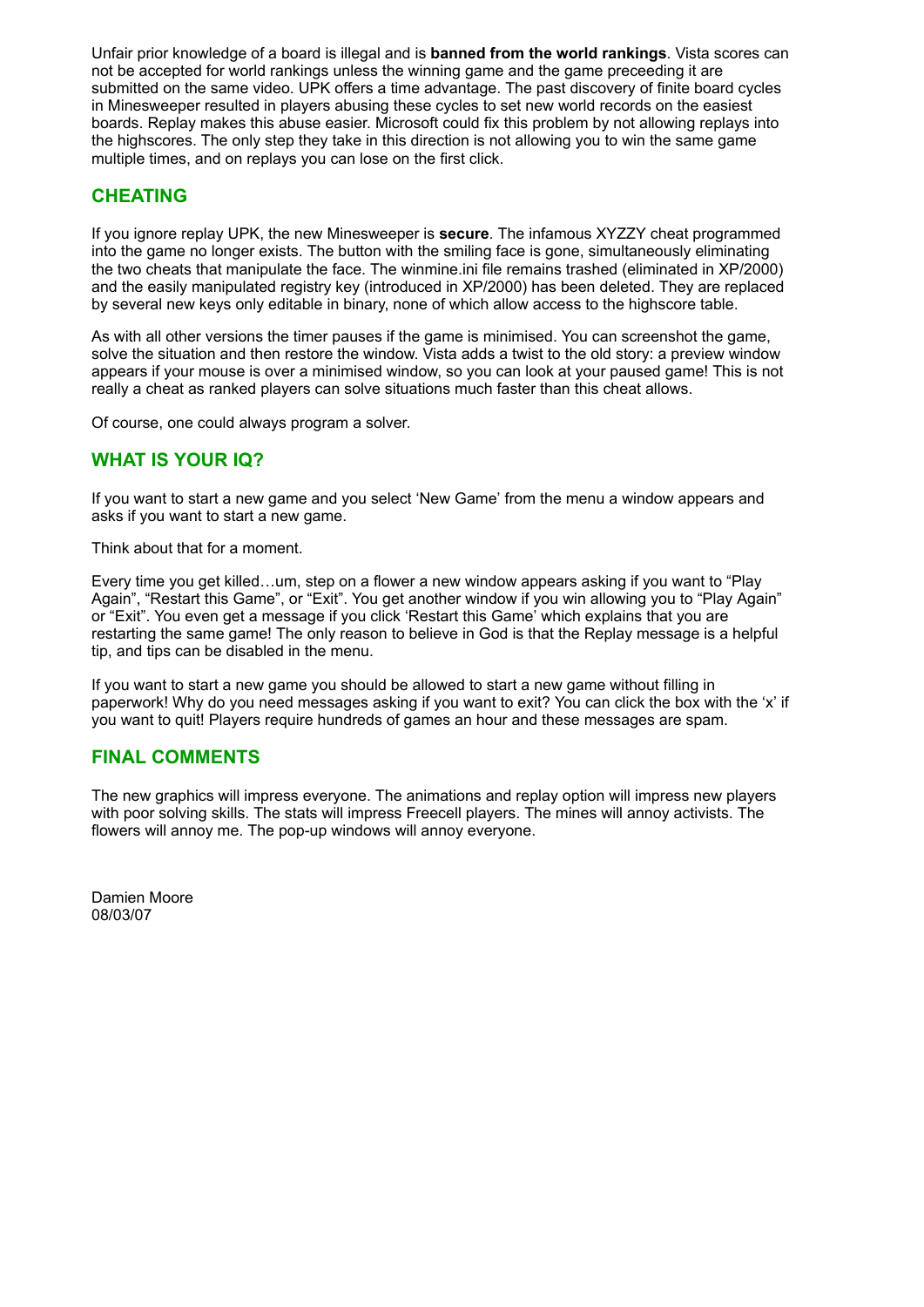Unfair prior knowledge of a board is illegal and is **banned from the world rankings**. Vista scores can not be accepted for world rankings unless the winning game and the game preceeding it are submitted on the same video. UPK offers a time advantage. The past discovery of finite board cycles in Minesweeper resulted in players abusing these cycles to set new world records on the easiest boards. Replay makes this abuse easier. Microsoft could fix this problem by not allowing replays into the highscores. The only step they take in this direction is not allowing you to win the same game multiple times, and on replays you can lose on the first click.

## CHEATING

If you ignore replay UPK, the new Minesweeper is **secure**. The infamous XYZZY cheat programmed into the game no longer exists. The button with the smiling face is gone, simultaneously eliminating the two cheats that manipulate the face. The winmine.ini file remains trashed (eliminated in XP/2000) and the easily manipulated registry key (introduced in XP/2000) has been deleted. They are replaced by several new keys only editable in binary, none of which allow access to the highscore table.

As with all other versions the timer pauses if the game is minimised. You can screenshot the game, solve the situation and then restore the window. Vista adds a twist to the old story: a preview window appears if your mouse is over a minimised window, so you can look at your paused game! This is not really a cheat as ranked players can solve situations much faster than this cheat allows.

Of course, one could always program a solver.

## WHAT IS YOUR IQ?

If you want to start a new game and you select 'New Game' from the menu a window appears and asks if you want to start a new game.

Think about that for a moment.

Every time you get killed…um, step on a flower a new window appears asking if you want to "Play Again", "Restart this Game", or "Exit". You get another window if you win allowing you to "Play Again" or "Exit". You even get a message if you click 'Restart this Game' which explains that you are restarting the same game! The only reason to believe in God is that the Replay message is a helpful tip, and tips can be disabled in the menu.

If you want to start a new game you should be allowed to start a new game without filling in paperwork! Why do you need messages asking if you want to exit? You can click the box with the 'x' if you want to quit! Players require hundreds of games an hour and these messages are spam.

## FINAL COMMENTS

The new graphics will impress everyone. The animations and replay option will impress new players with poor solving skills. The stats will impress Freecell players. The mines will annoy activists. The flowers will annoy me. The pop-up windows will annoy everyone.

Damien Moore
08/03/07